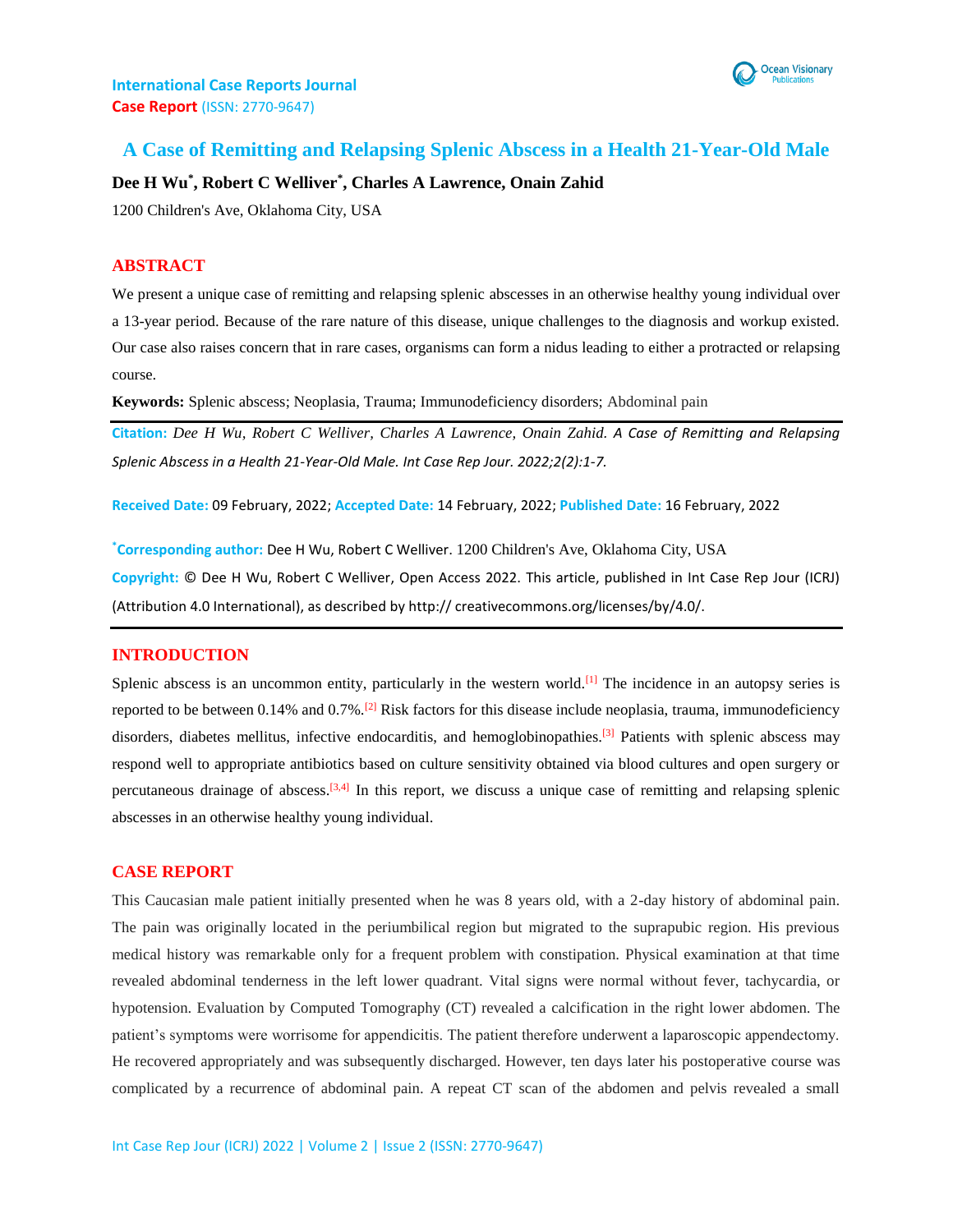International Case Reports Journal
**Case Report** (ISSN: 2770-9647)

# A Case of Remitting and Relapsing Splenic Abscess in a Health 21-Year-Old Male

**Dee H Wu\*, Robert C Welliver\*, Charles A Lawrence, Onain Zahid**

1200 Children's Ave, Oklahoma City, USA

## ABSTRACT

We present a unique case of remitting and relapsing splenic abscesses in an otherwise healthy young individual over a 13-year period. Because of the rare nature of this disease, unique challenges to the diagnosis and workup existed. Our case also raises concern that in rare cases, organisms can form a nidus leading to either a protracted or relapsing course.

**Keywords:** Splenic abscess; Neoplasia, Trauma; Immunodeficiency disorders; Abdominal pain

**Citation:** *Dee H Wu, Robert C Welliver, Charles A Lawrence, Onain Zahid. A Case of Remitting and Relapsing Splenic Abscess in a Health 21-Year-Old Male. Int Case Rep Jour. 2022;2(2):1-7.*

**Received Date:** 09 February, 2022; **Accepted Date:** 14 February, 2022; **Published Date:** 16 February, 2022

**\*Corresponding author:** Dee H Wu, Robert C Welliver. 1200 Children's Ave, Oklahoma City, USA

**Copyright:** © Dee H Wu, Robert C Welliver, Open Access 2022. This article, published in Int Case Rep Jour (ICRJ) (Attribution 4.0 International), as described by http:// creativecommons.org/licenses/by/4.0/.

## INTRODUCTION

Splenic abscess is an uncommon entity, particularly in the western world.[1] The incidence in an autopsy series is reported to be between 0.14% and 0.7%.[2] Risk factors for this disease include neoplasia, trauma, immunodeficiency disorders, diabetes mellitus, infective endocarditis, and hemoglobinopathies.[3] Patients with splenic abscess may respond well to appropriate antibiotics based on culture sensitivity obtained via blood cultures and open surgery or percutaneous drainage of abscess.[3,4] In this report, we discuss a unique case of remitting and relapsing splenic abscesses in an otherwise healthy young individual.

## CASE REPORT

This Caucasian male patient initially presented when he was 8 years old, with a 2-day history of abdominal pain. The pain was originally located in the periumbilical region but migrated to the suprapubic region. His previous medical history was remarkable only for a frequent problem with constipation. Physical examination at that time revealed abdominal tenderness in the left lower quadrant. Vital signs were normal without fever, tachycardia, or hypotension. Evaluation by Computed Tomography (CT) revealed a calcification in the right lower abdomen. The patient's symptoms were worrisome for appendicitis. The patient therefore underwent a laparoscopic appendectomy. He recovered appropriately and was subsequently discharged. However, ten days later his postoperative course was complicated by a recurrence of abdominal pain. A repeat CT scan of the abdomen and pelvis revealed a small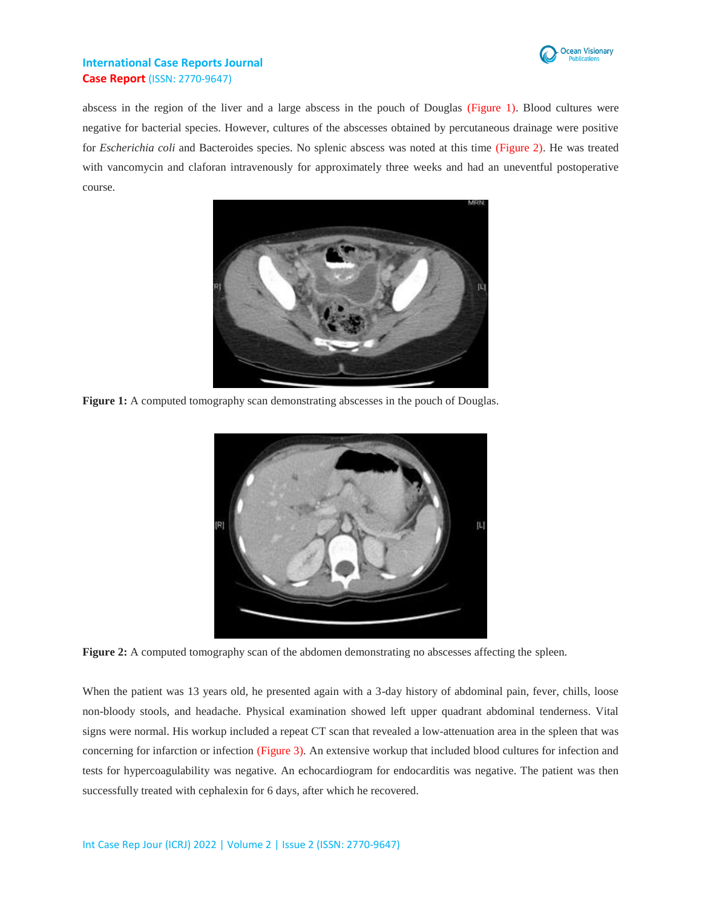abscess in the region of the liver and a large abscess in the pouch of Douglas (Figure 1). Blood cultures were negative for bacterial species. However, cultures of the abscesses obtained by percutaneous drainage were positive for *Escherichia coli* and Bacteroides species. No splenic abscess was noted at this time (Figure 2). He was treated with vancomycin and claforan intravenously for approximately three weeks and had an uneventful postoperative course.

**Figure 1:** A computed tomography scan demonstrating abscesses in the pouch of Douglas.

**Figure 2:** A computed tomography scan of the abdomen demonstrating no abscesses affecting the spleen.

When the patient was 13 years old, he presented again with a 3-day history of abdominal pain, fever, chills, loose non-bloody stools, and headache. Physical examination showed left upper quadrant abdominal tenderness. Vital signs were normal. His workup included a repeat CT scan that revealed a low-attenuation area in the spleen that was concerning for infarction or infection (Figure 3). An extensive workup that included blood cultures for infection and tests for hypercoagulability was negative. An echocardiogram for endocarditis was negative. The patient was then successfully treated with cephalexin for 6 days, after which he recovered.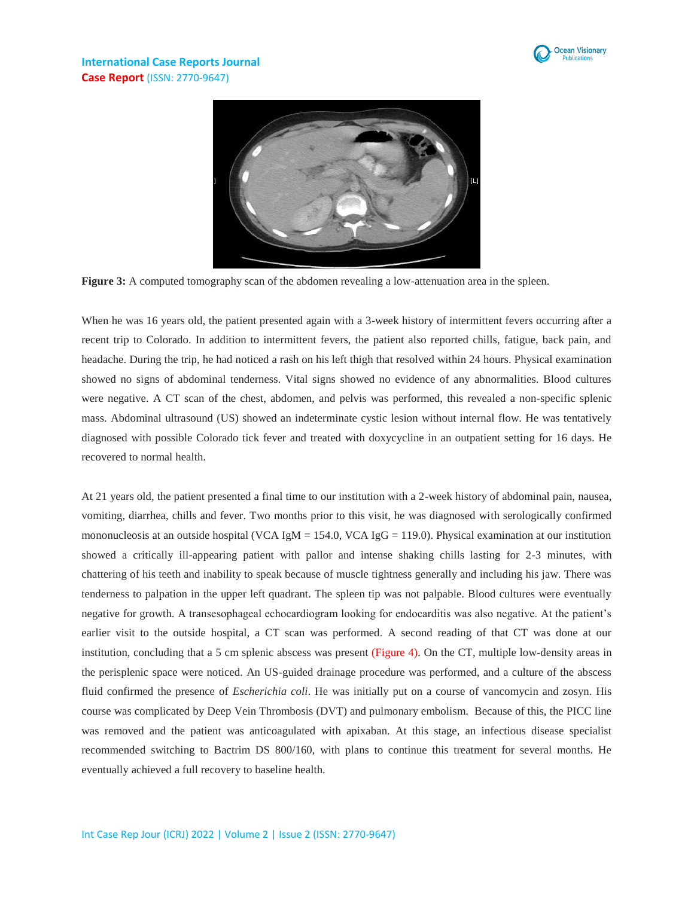**Figure 3:** A computed tomography scan of the abdomen revealing a low-attenuation area in the spleen.

When he was 16 years old, the patient presented again with a 3-week history of intermittent fevers occurring after a recent trip to Colorado. In addition to intermittent fevers, the patient also reported chills, fatigue, back pain, and headache. During the trip, he had noticed a rash on his left thigh that resolved within 24 hours. Physical examination showed no signs of abdominal tenderness. Vital signs showed no evidence of any abnormalities. Blood cultures were negative. A CT scan of the chest, abdomen, and pelvis was performed, this revealed a non-specific splenic mass. Abdominal ultrasound (US) showed an indeterminate cystic lesion without internal flow. He was tentatively diagnosed with possible Colorado tick fever and treated with doxycycline in an outpatient setting for 16 days. He recovered to normal health.

At 21 years old, the patient presented a final time to our institution with a 2-week history of abdominal pain, nausea, vomiting, diarrhea, chills and fever. Two months prior to this visit, he was diagnosed with serologically confirmed mononucleosis at an outside hospital (VCA IgM = 154.0, VCA IgG = 119.0). Physical examination at our institution showed a critically ill-appearing patient with pallor and intense shaking chills lasting for 2-3 minutes, with chattering of his teeth and inability to speak because of muscle tightness generally and including his jaw. There was tenderness to palpation in the upper left quadrant. The spleen tip was not palpable. Blood cultures were eventually negative for growth. A transesophageal echocardiogram looking for endocarditis was also negative. At the patient's earlier visit to the outside hospital, a CT scan was performed. A second reading of that CT was done at our institution, concluding that a 5 cm splenic abscess was present (Figure 4). On the CT, multiple low-density areas in the perisplenic space were noticed. An US-guided drainage procedure was performed, and a culture of the abscess fluid confirmed the presence of *Escherichia coli*. He was initially put on a course of vancomycin and zosyn. His course was complicated by Deep Vein Thrombosis (DVT) and pulmonary embolism. Because of this, the PICC line was removed and the patient was anticoagulated with apixaban. At this stage, an infectious disease specialist recommended switching to Bactrim DS 800/160, with plans to continue this treatment for several months. He eventually achieved a full recovery to baseline health.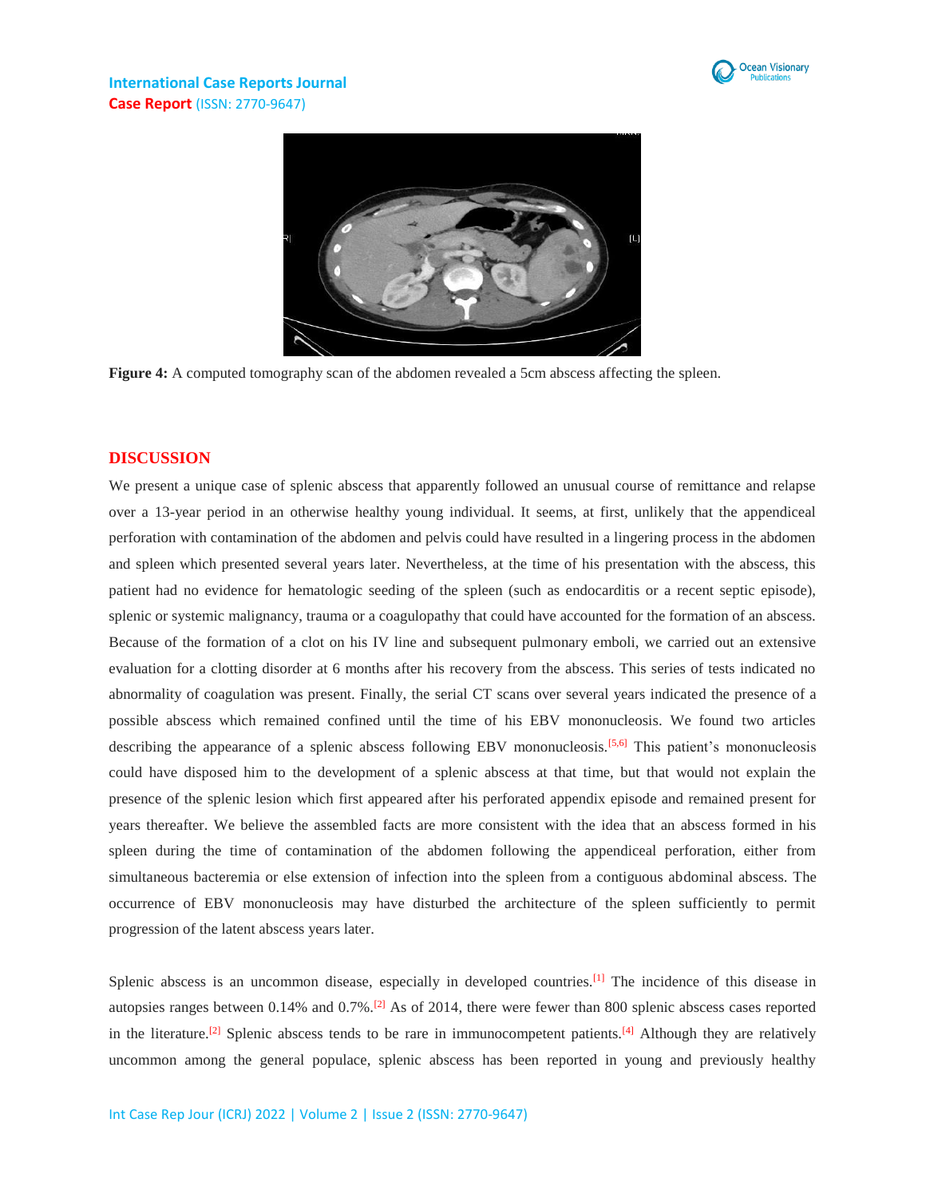**Figure 4:** A computed tomography scan of the abdomen revealed a 5cm abscess affecting the spleen.

## DISCUSSION

We present a unique case of splenic abscess that apparently followed an unusual course of remittance and relapse over a 13-year period in an otherwise healthy young individual. It seems, at first, unlikely that the appendiceal perforation with contamination of the abdomen and pelvis could have resulted in a lingering process in the abdomen and spleen which presented several years later. Nevertheless, at the time of his presentation with the abscess, this patient had no evidence for hematologic seeding of the spleen (such as endocarditis or a recent septic episode), splenic or systemic malignancy, trauma or a coagulopathy that could have accounted for the formation of an abscess. Because of the formation of a clot on his IV line and subsequent pulmonary emboli, we carried out an extensive evaluation for a clotting disorder at 6 months after his recovery from the abscess. This series of tests indicated no abnormality of coagulation was present. Finally, the serial CT scans over several years indicated the presence of a possible abscess which remained confined until the time of his EBV mononucleosis. We found two articles describing the appearance of a splenic abscess following EBV mononucleosis.[5,6] This patient's mononucleosis could have disposed him to the development of a splenic abscess at that time, but that would not explain the presence of the splenic lesion which first appeared after his perforated appendix episode and remained present for years thereafter. We believe the assembled facts are more consistent with the idea that an abscess formed in his spleen during the time of contamination of the abdomen following the appendiceal perforation, either from simultaneous bacteremia or else extension of infection into the spleen from a contiguous abdominal abscess. The occurrence of EBV mononucleosis may have disturbed the architecture of the spleen sufficiently to permit progression of the latent abscess years later.

Splenic abscess is an uncommon disease, especially in developed countries.[1] The incidence of this disease in autopsies ranges between 0.14% and 0.7%.[2] As of 2014, there were fewer than 800 splenic abscess cases reported in the literature.[2] Splenic abscess tends to be rare in immunocompetent patients.[4] Although they are relatively uncommon among the general populace, splenic abscess has been reported in young and previously healthy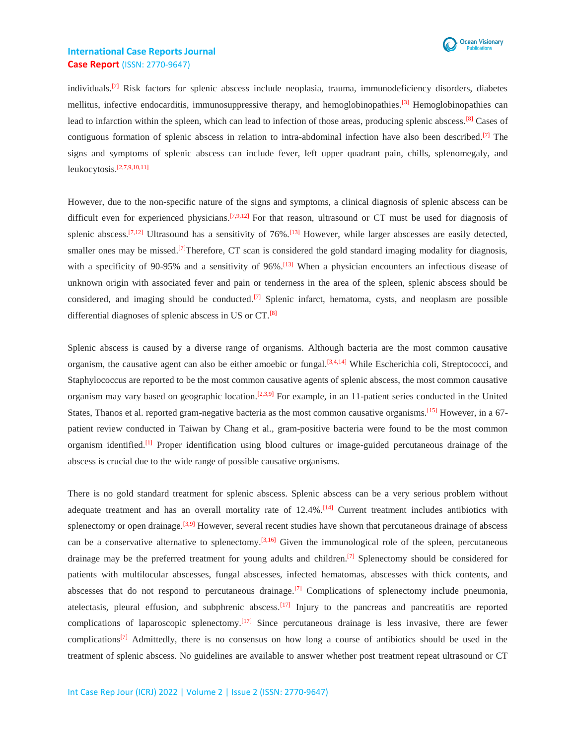individuals.[7] Risk factors for splenic abscess include neoplasia, trauma, immunodeficiency disorders, diabetes mellitus, infective endocarditis, immunosuppressive therapy, and hemoglobinopathies.[3] Hemoglobinopathies can lead to infarction within the spleen, which can lead to infection of those areas, producing splenic abscess.[8] Cases of contiguous formation of splenic abscess in relation to intra-abdominal infection have also been described.[7] The signs and symptoms of splenic abscess can include fever, left upper quadrant pain, chills, splenomegaly, and leukocytosis.[2,7,9,10,11]

However, due to the non-specific nature of the signs and symptoms, a clinical diagnosis of splenic abscess can be difficult even for experienced physicians.[7,9,12] For that reason, ultrasound or CT must be used for diagnosis of splenic abscess.[7,12] Ultrasound has a sensitivity of 76%.[13] However, while larger abscesses are easily detected, smaller ones may be missed.[7]Therefore, CT scan is considered the gold standard imaging modality for diagnosis, with a specificity of 90-95% and a sensitivity of 96%.[13] When a physician encounters an infectious disease of unknown origin with associated fever and pain or tenderness in the area of the spleen, splenic abscess should be considered, and imaging should be conducted.[7] Splenic infarct, hematoma, cysts, and neoplasm are possible differential diagnoses of splenic abscess in US or CT.[8]

Splenic abscess is caused by a diverse range of organisms. Although bacteria are the most common causative organism, the causative agent can also be either amoebic or fungal.[3,4,14] While Escherichia coli, Streptococci, and Staphylococcus are reported to be the most common causative agents of splenic abscess, the most common causative organism may vary based on geographic location.[2,3,9] For example, in an 11-patient series conducted in the United States, Thanos et al. reported gram-negative bacteria as the most common causative organisms.[15] However, in a 67-patient review conducted in Taiwan by Chang et al., gram-positive bacteria were found to be the most common organism identified.[1] Proper identification using blood cultures or image-guided percutaneous drainage of the abscess is crucial due to the wide range of possible causative organisms.

There is no gold standard treatment for splenic abscess. Splenic abscess can be a very serious problem without adequate treatment and has an overall mortality rate of 12.4%.[14] Current treatment includes antibiotics with splenectomy or open drainage.[3,9] However, several recent studies have shown that percutaneous drainage of abscess can be a conservative alternative to splenectomy.[3,16] Given the immunological role of the spleen, percutaneous drainage may be the preferred treatment for young adults and children.[7] Splenectomy should be considered for patients with multilocular abscesses, fungal abscesses, infected hematomas, abscesses with thick contents, and abscesses that do not respond to percutaneous drainage.[7] Complications of splenectomy include pneumonia, atelectasis, pleural effusion, and subphrenic abscess.[17] Injury to the pancreas and pancreatitis are reported complications of laparoscopic splenectomy.[17] Since percutaneous drainage is less invasive, there are fewer complications[7] Admittedly, there is no consensus on how long a course of antibiotics should be used in the treatment of splenic abscess. No guidelines are available to answer whether post treatment repeat ultrasound or CT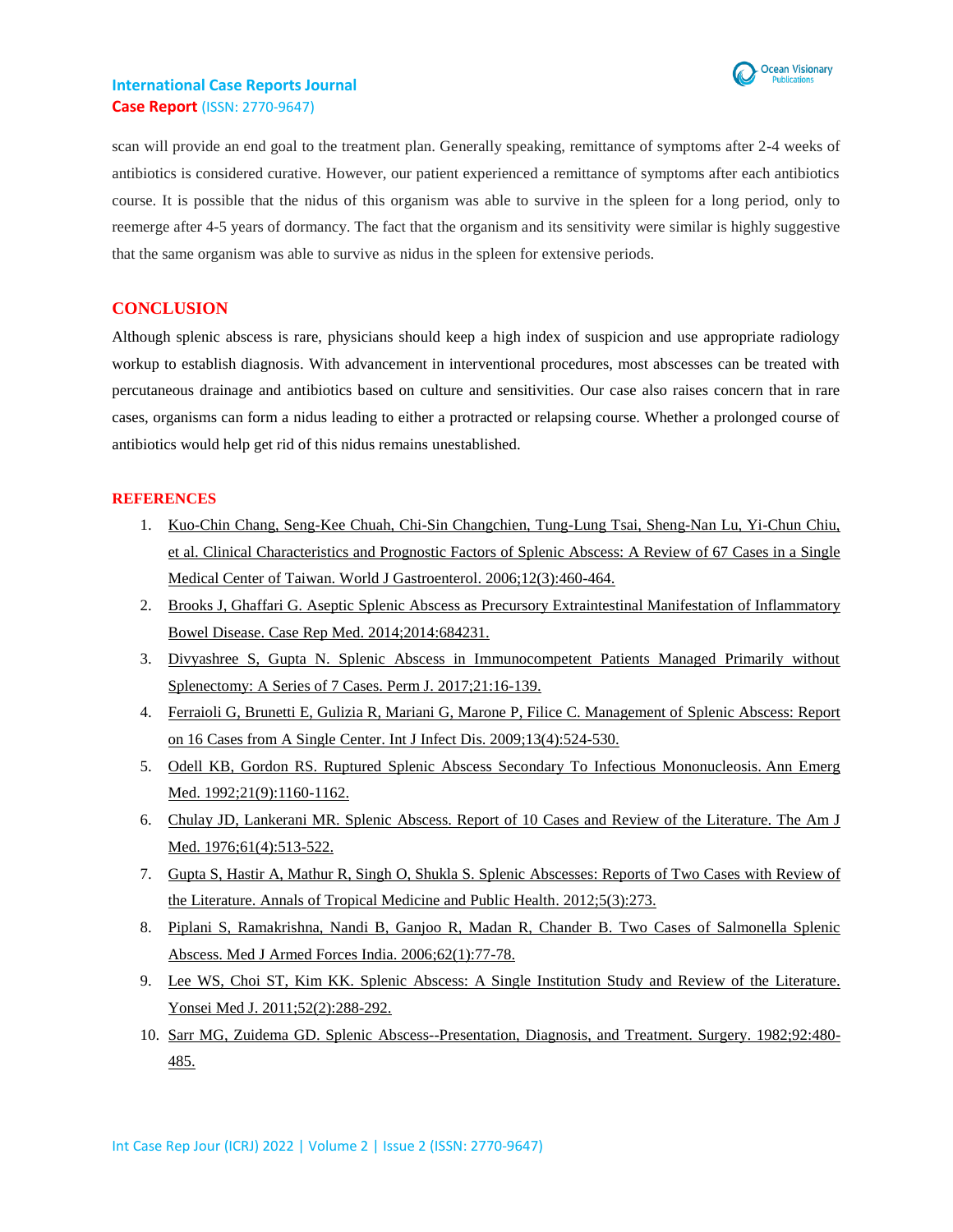scan will provide an end goal to the treatment plan. Generally speaking, remittance of symptoms after 2-4 weeks of antibiotics is considered curative. However, our patient experienced a remittance of symptoms after each antibiotics course. It is possible that the nidus of this organism was able to survive in the spleen for a long period, only to reemerge after 4-5 years of dormancy. The fact that the organism and its sensitivity were similar is highly suggestive that the same organism was able to survive as nidus in the spleen for extensive periods.

## CONCLUSION

Although splenic abscess is rare, physicians should keep a high index of suspicion and use appropriate radiology workup to establish diagnosis. With advancement in interventional procedures, most abscesses can be treated with percutaneous drainage and antibiotics based on culture and sensitivities. Our case also raises concern that in rare cases, organisms can form a nidus leading to either a protracted or relapsing course. Whether a prolonged course of antibiotics would help get rid of this nidus remains unestablished.

## REFERENCES

1. Kuo-Chin Chang, Seng-Kee Chuah, Chi-Sin Changchien, Tung-Lung Tsai, Sheng-Nan Lu, Yi-Chun Chiu, et al. Clinical Characteristics and Prognostic Factors of Splenic Abscess: A Review of 67 Cases in a Single Medical Center of Taiwan. World J Gastroenterol. 2006;12(3):460-464.
2. Brooks J, Ghaffari G. Aseptic Splenic Abscess as Precursory Extraintestinal Manifestation of Inflammatory Bowel Disease. Case Rep Med. 2014;2014:684231.
3. Divyashree S, Gupta N. Splenic Abscess in Immunocompetent Patients Managed Primarily without Splenectomy: A Series of 7 Cases. Perm J. 2017;21:16-139.
4. Ferraioli G, Brunetti E, Gulizia R, Mariani G, Marone P, Filice C. Management of Splenic Abscess: Report on 16 Cases from A Single Center. Int J Infect Dis. 2009;13(4):524-530.
5. Odell KB, Gordon RS. Ruptured Splenic Abscess Secondary To Infectious Mononucleosis. Ann Emerg Med. 1992;21(9):1160-1162.
6. Chulay JD, Lankerani MR. Splenic Abscess. Report of 10 Cases and Review of the Literature. The Am J Med. 1976;61(4):513-522.
7. Gupta S, Hastir A, Mathur R, Singh O, Shukla S. Splenic Abscesses: Reports of Two Cases with Review of the Literature. Annals of Tropical Medicine and Public Health. 2012;5(3):273.
8. Piplani S, Ramakrishna, Nandi B, Ganjoo R, Madan R, Chander B. Two Cases of Salmonella Splenic Abscess. Med J Armed Forces India. 2006;62(1):77-78.
9. Lee WS, Choi ST, Kim KK. Splenic Abscess: A Single Institution Study and Review of the Literature. Yonsei Med J. 2011;52(2):288-292.
10. Sarr MG, Zuidema GD. Splenic Abscess--Presentation, Diagnosis, and Treatment. Surgery. 1982;92:480-485.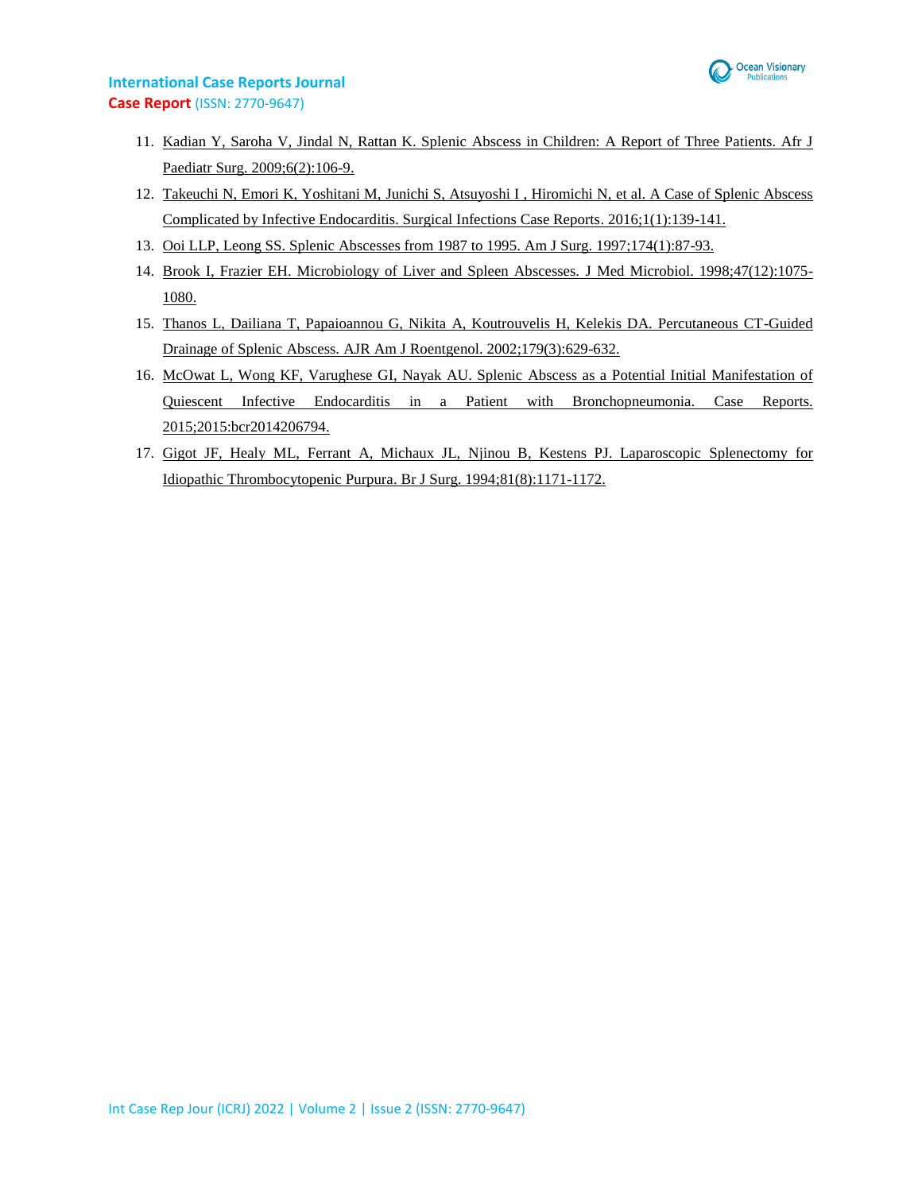11. Kadian Y, Saroha V, Jindal N, Rattan K. Splenic Abscess in Children: A Report of Three Patients. Afr J Paediatr Surg. 2009;6(2):106-9.
12. Takeuchi N, Emori K, Yoshitani M, Junichi S, Atsuyoshi I , Hiromichi N, et al. A Case of Splenic Abscess Complicated by Infective Endocarditis. Surgical Infections Case Reports. 2016;1(1):139-141.
13. Ooi LLP, Leong SS. Splenic Abscesses from 1987 to 1995. Am J Surg. 1997;174(1):87-93.
14. Brook I, Frazier EH. Microbiology of Liver and Spleen Abscesses. J Med Microbiol. 1998;47(12):1075-1080.
15. Thanos L, Dailiana T, Papaioannou G, Nikita A, Koutrouvelis H, Kelekis DA. Percutaneous CT-Guided Drainage of Splenic Abscess. AJR Am J Roentgenol. 2002;179(3):629-632.
16. McOwat L, Wong KF, Varughese GI, Nayak AU. Splenic Abscess as a Potential Initial Manifestation of Quiescent Infective Endocarditis in a Patient with Bronchopneumonia. Case Reports. 2015;2015:bcr2014206794.
17. Gigot JF, Healy ML, Ferrant A, Michaux JL, Njinou B, Kestens PJ. Laparoscopic Splenectomy for Idiopathic Thrombocytopenic Purpura. Br J Surg. 1994;81(8):1171-1172.